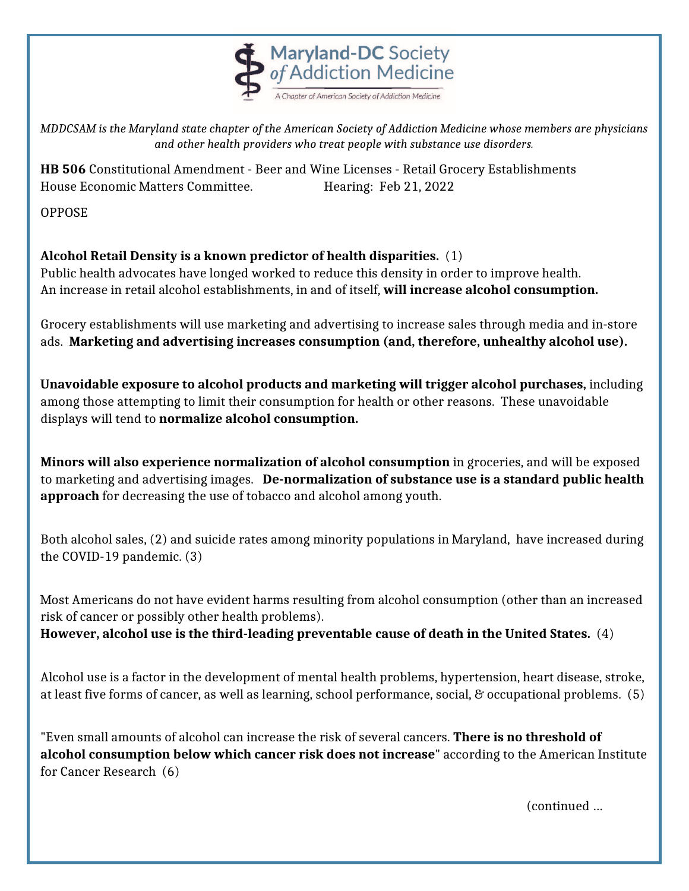Maryland-DC Society of Addiction Medicine

A Chapter of American Society of Addiction Medicine

*MDDCSAM is the Maryland state chapter of the American Society of Addiction Medicine whose members are physicians and other health providers who treat people with substance use disorders.*

**HB 506** Constitutional Amendment - Beer and Wine Licenses - Retail Grocery Establishments
House Economic Matters Committee. Hearing: Feb 21, 2022

OPPOSE

**Alcohol Retail Density is a known predictor of health disparities.** (1)
Public health advocates have longed worked to reduce this density in order to improve health.
An increase in retail alcohol establishments, in and of itself, **will increase alcohol consumption.**

Grocery establishments will use marketing and advertising to increase sales through media and in-store ads. **Marketing and advertising increases consumption (and, therefore, unhealthy alcohol use).**

**Unavoidable exposure to alcohol products and marketing will trigger alcohol purchases,** including among those attempting to limit their consumption for health or other reasons. These unavoidable displays will tend to **normalize alcohol consumption.**

**Minors will also experience normalization of alcohol consumption** in groceries, and will be exposed to marketing and advertising images. **De-normalization of substance use is a standard public health approach** for decreasing the use of tobacco and alcohol among youth.

Both alcohol sales, (2) and suicide rates among minority populations in Maryland, have increased during the COVID-19 pandemic. (3)

Most Americans do not have evident harms resulting from alcohol consumption (other than an increased risk of cancer or possibly other health problems).
**However, alcohol use is the third-leading preventable cause of death in the United States.** (4)

Alcohol use is a factor in the development of mental health problems, hypertension, heart disease, stroke, at least five forms of cancer, as well as learning, school performance, social, & occupational problems. (5)

"Even small amounts of alcohol can increase the risk of several cancers. **There is no threshold of alcohol consumption below which cancer risk does not increase**" according to the American Institute for Cancer Research (6)

(continued ...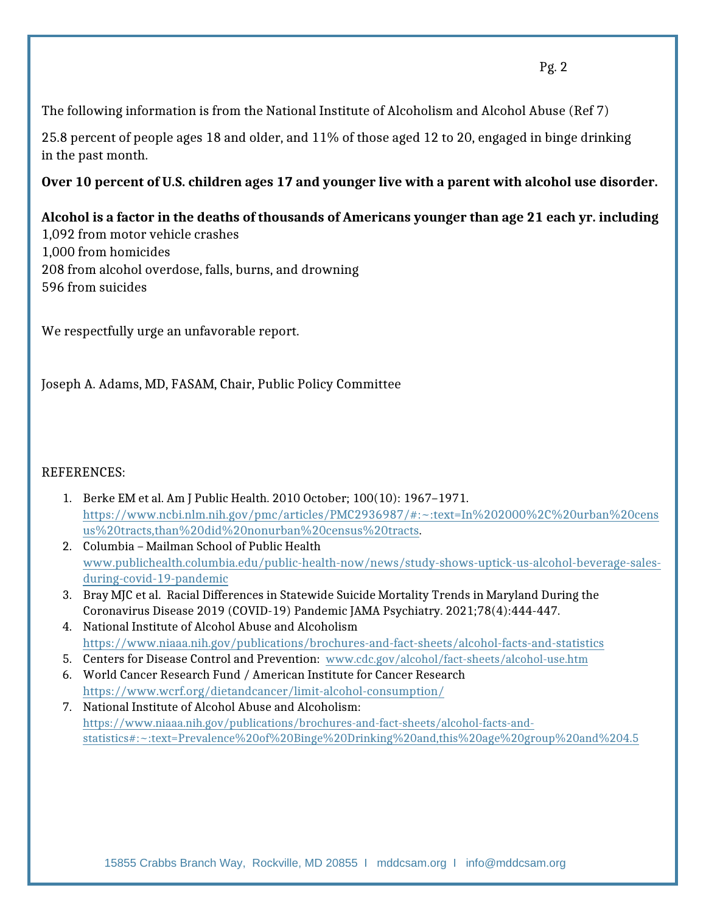The following information is from the National Institute of Alcoholism and Alcohol Abuse (Ref 7)

25.8 percent of people ages 18 and older, and 11% of those aged 12 to 20, engaged in binge drinking in the past month.

**Over 10 percent of U.S. children ages 17 and younger live with a parent with alcohol use disorder.**

**Alcohol is a factor in the deaths of thousands of Americans younger than age 21 each yr. including**
1,092 from motor vehicle crashes
1,000 from homicides
208 from alcohol overdose, falls, burns, and drowning
596 from suicides

We respectfully urge an unfavorable report.

Joseph A. Adams, MD, FASAM, Chair, Public Policy Committee

REFERENCES:

1. Berke EM et al. Am J Public Health. 2010 October; 100(10): 1967–1971. https://www.ncbi.nlm.nih.gov/pmc/articles/PMC2936987/#:~:text=In%202000%2C%20urban%20census%20tracts,than%20did%20nonurban%20census%20tracts.
2. Columbia – Mailman School of Public Health www.publichealth.columbia.edu/public-health-now/news/study-shows-uptick-us-alcohol-beverage-sales-during-covid-19-pandemic
3. Bray MJC et al. Racial Differences in Statewide Suicide Mortality Trends in Maryland During the Coronavirus Disease 2019 (COVID-19) Pandemic JAMA Psychiatry. 2021;78(4):444-447.
4. National Institute of Alcohol Abuse and Alcoholism https://www.niaaa.nih.gov/publications/brochures-and-fact-sheets/alcohol-facts-and-statistics
5. Centers for Disease Control and Prevention: www.cdc.gov/alcohol/fact-sheets/alcohol-use.htm
6. World Cancer Research Fund / American Institute for Cancer Research https://www.wcrf.org/dietandcancer/limit-alcohol-consumption/
7. National Institute of Alcohol Abuse and Alcoholism: https://www.niaaa.nih.gov/publications/brochures-and-fact-sheets/alcohol-facts-and-statistics#:~:text=Prevalence%20of%20Binge%20Drinking%20and,this%20age%20group%20and%204.5

15855 Crabbs Branch Way, Rockville, MD 20855 I mddcsam.org I info@mddcsam.org